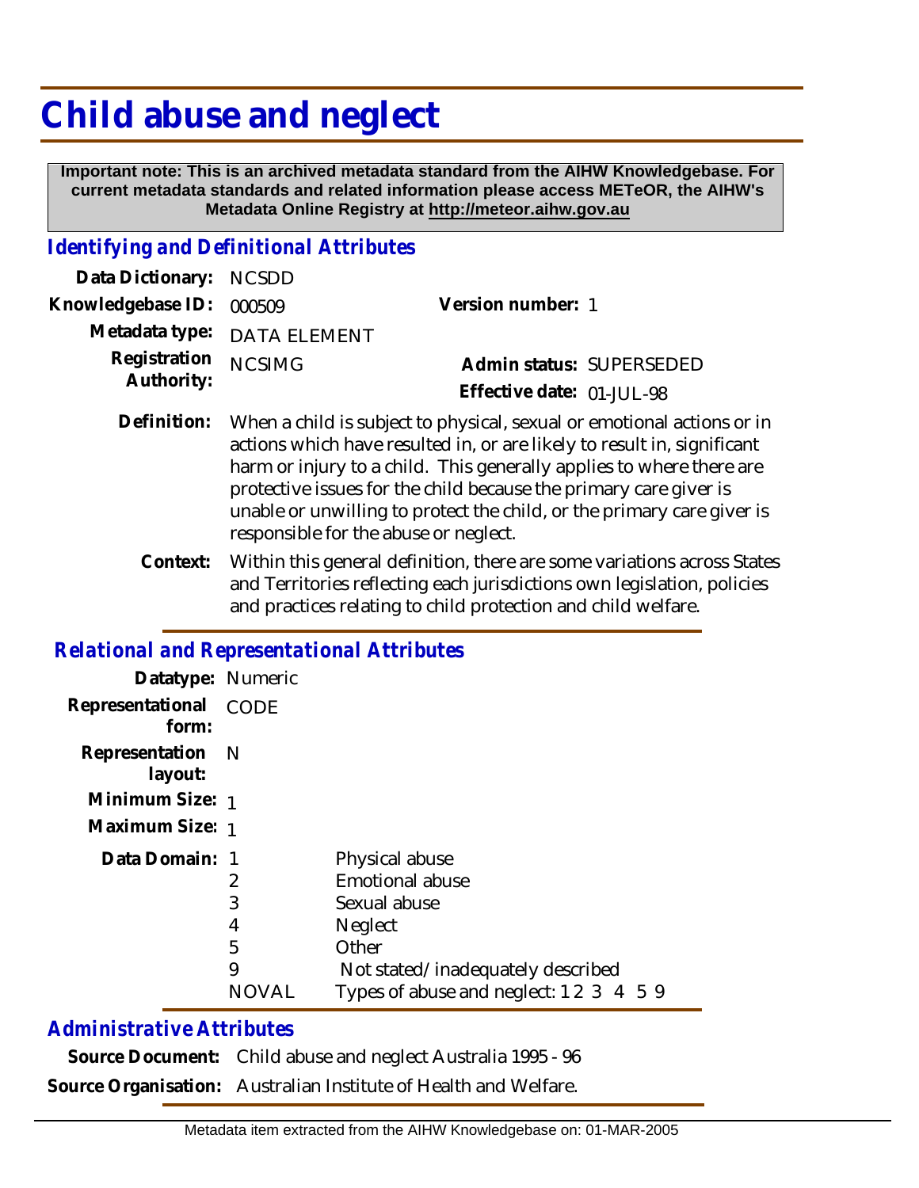# Child abuse and neglect

**Important note: This is an archived metadata standard from the AIHW Knowledgebase. For current metadata standards and related information please access METeOR, the AIHW's Metadata Online Registry at http://meteor.aihw.gov.au**

## *Identifying and Definitional Attributes*

| | | | |
|---|---|---|---|
| **Data Dictionary:** | NCSDD | | |
| **Knowledgebase ID:** | 000509 | **Version number:** | 1 |
| **Metadata type:** | DATA ELEMENT | | |
| **Registration Authority:** | NCSIMG | **Admin status:** | SUPERSEDED |
| | | **Effective date:** | 01-JUL-98 |

**Definition:** When a child is subject to physical, sexual or emotional actions or in actions which have resulted in, or are likely to result in, significant harm or injury to a child. This generally applies to where there are protective issues for the child because the primary care giver is unable or unwilling to protect the child, or the primary care giver is responsible for the abuse or neglect.

**Context:** Within this general definition, there are some variations across States and Territories reflecting each jurisdictions own legislation, policies and practices relating to child protection and child welfare.

## *Relational and Representational Attributes*

**Datatype:** Numeric

**Representational form:** CODE

**Representation layout:** N

**Minimum Size:** 1

**Maximum Size:** 1

**Data Domain:**

| | |
|---|---|
| 1 | Physical abuse |
| 2 | Emotional abuse |
| 3 | Sexual abuse |
| 4 | Neglect |
| 5 | Other |
| 9 | Not stated/inadequately described |
| NOVAL | Types of abuse and neglect: 1 2 3 4 5 9 |

## *Administrative Attributes*

**Source Document:** Child abuse and neglect Australia 1995 - 96

**Source Organisation:** Australian Institute of Health and Welfare.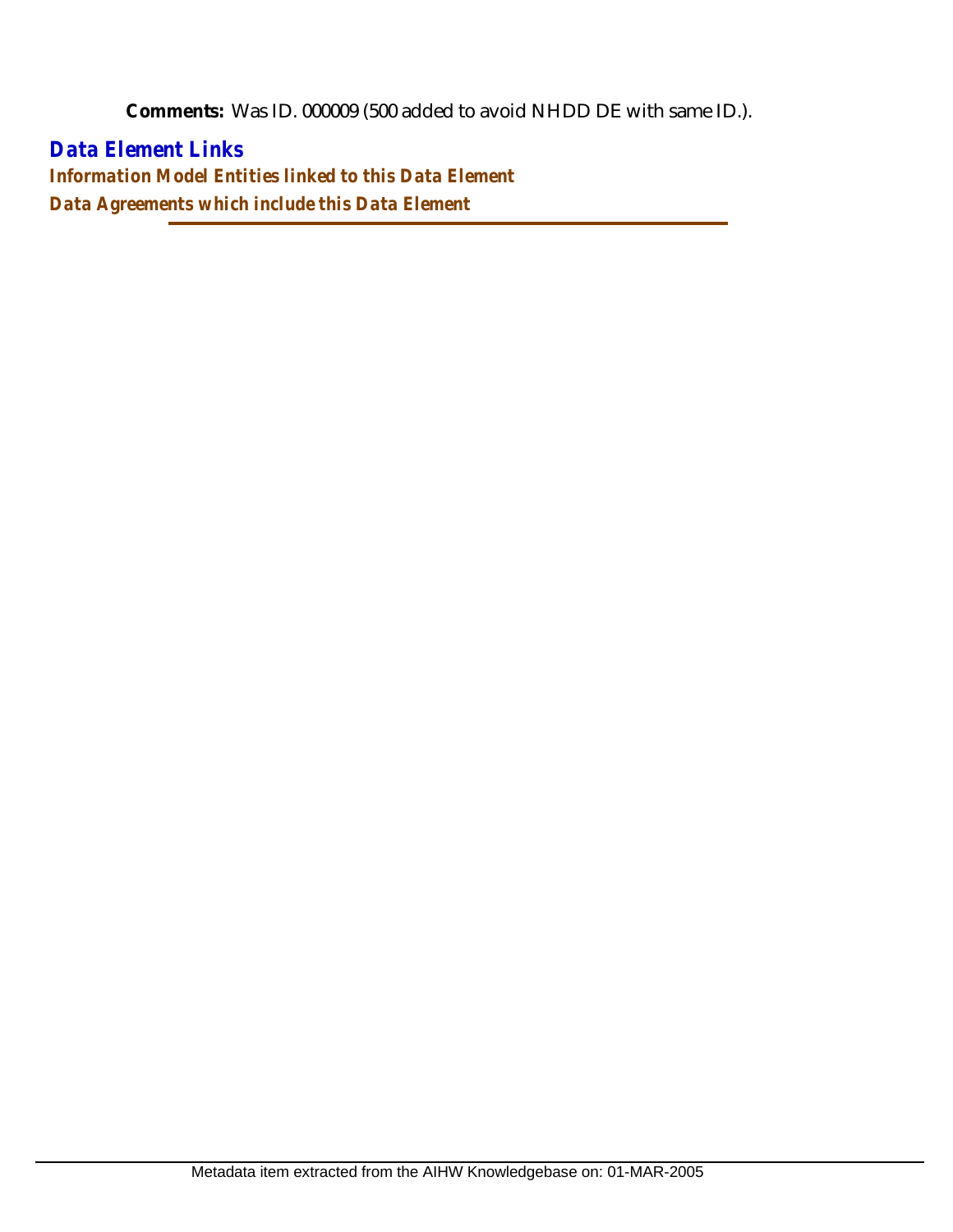**Comments:** Was ID. 000009 (500 added to avoid NHDD DE with same ID.).

## Data Element Links

***Information Model Entities linked to this Data Element***

***Data Agreements which include this Data Element***

Metadata item extracted from the AIHW Knowledgebase on: 01-MAR-2005